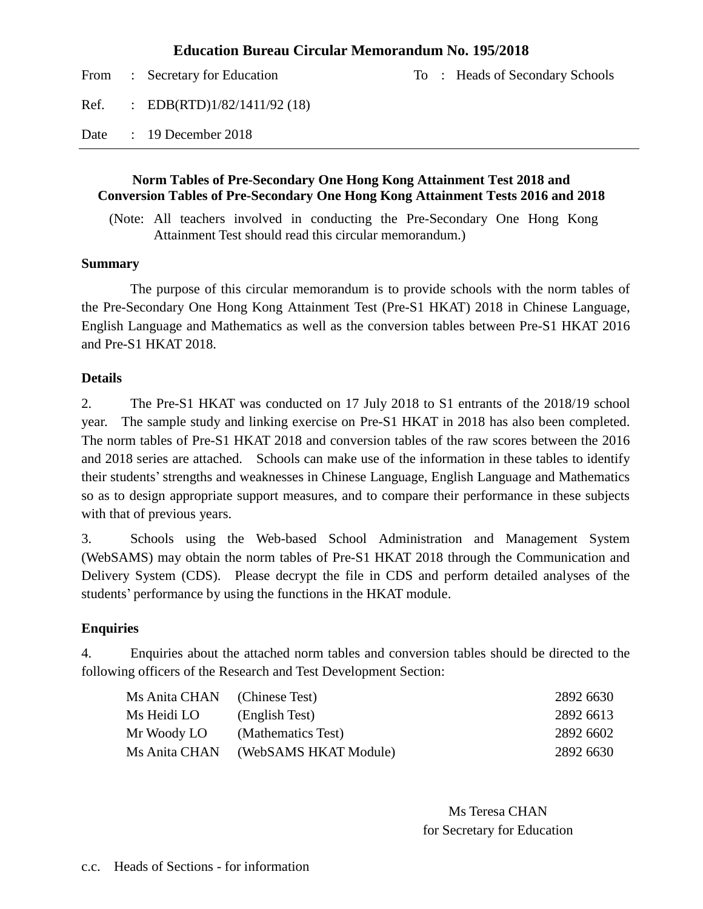# Education Bureau Circular Memorandum No. 195/2018

From : Secretary for Education To : Heads of Secondary Schools

Ref. : EDB(RTD)1/82/1411/92 (18)

Date : 19 December 2018

---

## Norm Tables of Pre-Secondary One Hong Kong Attainment Test 2018 and Conversion Tables of Pre-Secondary One Hong Kong Attainment Tests 2016 and 2018

(Note: All teachers involved in conducting the Pre-Secondary One Hong Kong Attainment Test should read this circular memorandum.)

**Summary**

The purpose of this circular memorandum is to provide schools with the norm tables of the Pre-Secondary One Hong Kong Attainment Test (Pre-S1 HKAT) 2018 in Chinese Language, English Language and Mathematics as well as the conversion tables between Pre-S1 HKAT 2016 and Pre-S1 HKAT 2018.

**Details**

2. The Pre-S1 HKAT was conducted on 17 July 2018 to S1 entrants of the 2018/19 school year. The sample study and linking exercise on Pre-S1 HKAT in 2018 has also been completed. The norm tables of Pre-S1 HKAT 2018 and conversion tables of the raw scores between the 2016 and 2018 series are attached. Schools can make use of the information in these tables to identify their students' strengths and weaknesses in Chinese Language, English Language and Mathematics so as to design appropriate support measures, and to compare their performance in these subjects with that of previous years.

3. Schools using the Web-based School Administration and Management System (WebSAMS) may obtain the norm tables of Pre-S1 HKAT 2018 through the Communication and Delivery System (CDS). Please decrypt the file in CDS and perform detailed analyses of the students' performance by using the functions in the HKAT module.

**Enquiries**

4. Enquiries about the attached norm tables and conversion tables should be directed to the following officers of the Research and Test Development Section:

| | | |
|---|---|---|
| Ms Anita CHAN | (Chinese Test) | 2892 6630 |
| Ms Heidi LO | (English Test) | 2892 6613 |
| Mr Woody LO | (Mathematics Test) | 2892 6602 |
| Ms Anita CHAN | (WebSAMS HKAT Module) | 2892 6630 |

Ms Teresa CHAN
for Secretary for Education

c.c. Heads of Sections - for information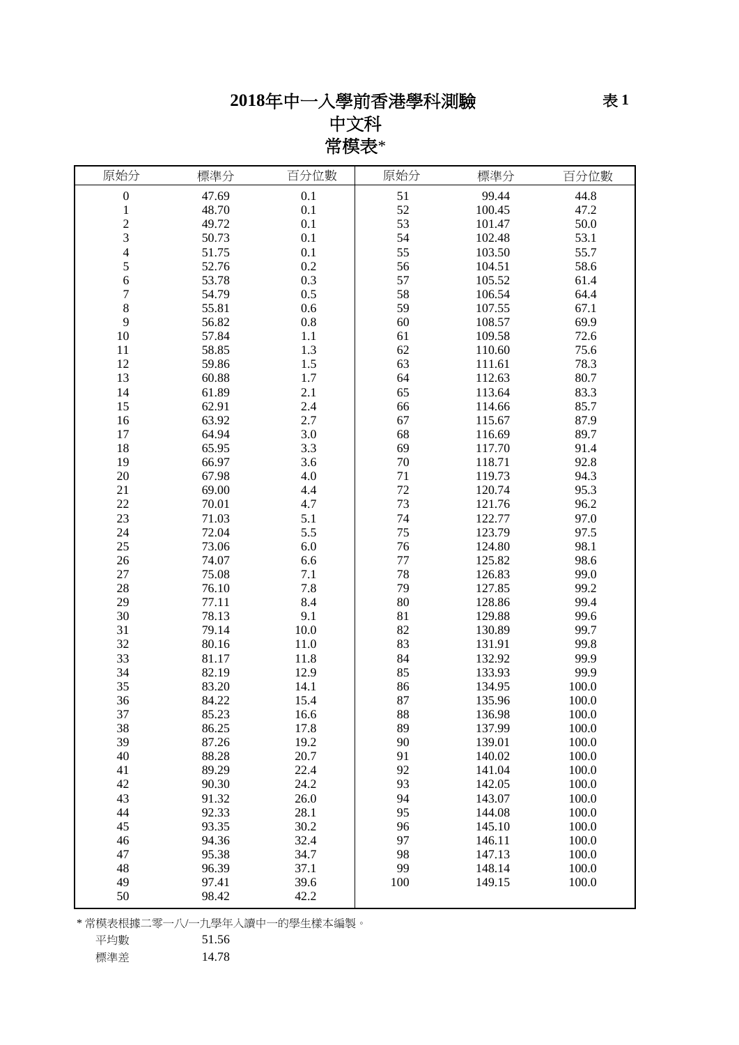# 2018年中一入學前香港學科測驗

表 1

## 中文科

## 常模表*

| 原始分 | 標準分 | 百分位數 | 原始分 | 標準分 | 百分位數 |
|---|---|---|---|---|---|
| 0 | 47.69 | 0.1 | 51 | 99.44 | 44.8 |
| 1 | 48.70 | 0.1 | 52 | 100.45 | 47.2 |
| 2 | 49.72 | 0.1 | 53 | 101.47 | 50.0 |
| 3 | 50.73 | 0.1 | 54 | 102.48 | 53.1 |
| 4 | 51.75 | 0.1 | 55 | 103.50 | 55.7 |
| 5 | 52.76 | 0.2 | 56 | 104.51 | 58.6 |
| 6 | 53.78 | 0.3 | 57 | 105.52 | 61.4 |
| 7 | 54.79 | 0.5 | 58 | 106.54 | 64.4 |
| 8 | 55.81 | 0.6 | 59 | 107.55 | 67.1 |
| 9 | 56.82 | 0.8 | 60 | 108.57 | 69.9 |
| 10 | 57.84 | 1.1 | 61 | 109.58 | 72.6 |
| 11 | 58.85 | 1.3 | 62 | 110.60 | 75.6 |
| 12 | 59.86 | 1.5 | 63 | 111.61 | 78.3 |
| 13 | 60.88 | 1.7 | 64 | 112.63 | 80.7 |
| 14 | 61.89 | 2.1 | 65 | 113.64 | 83.3 |
| 15 | 62.91 | 2.4 | 66 | 114.66 | 85.7 |
| 16 | 63.92 | 2.7 | 67 | 115.67 | 87.9 |
| 17 | 64.94 | 3.0 | 68 | 116.69 | 89.7 |
| 18 | 65.95 | 3.3 | 69 | 117.70 | 91.4 |
| 19 | 66.97 | 3.6 | 70 | 118.71 | 92.8 |
| 20 | 67.98 | 4.0 | 71 | 119.73 | 94.3 |
| 21 | 69.00 | 4.4 | 72 | 120.74 | 95.3 |
| 22 | 70.01 | 4.7 | 73 | 121.76 | 96.2 |
| 23 | 71.03 | 5.1 | 74 | 122.77 | 97.0 |
| 24 | 72.04 | 5.5 | 75 | 123.79 | 97.5 |
| 25 | 73.06 | 6.0 | 76 | 124.80 | 98.1 |
| 26 | 74.07 | 6.6 | 77 | 125.82 | 98.6 |
| 27 | 75.08 | 7.1 | 78 | 126.83 | 99.0 |
| 28 | 76.10 | 7.8 | 79 | 127.85 | 99.2 |
| 29 | 77.11 | 8.4 | 80 | 128.86 | 99.4 |
| 30 | 78.13 | 9.1 | 81 | 129.88 | 99.6 |
| 31 | 79.14 | 10.0 | 82 | 130.89 | 99.7 |
| 32 | 80.16 | 11.0 | 83 | 131.91 | 99.8 |
| 33 | 81.17 | 11.8 | 84 | 132.92 | 99.9 |
| 34 | 82.19 | 12.9 | 85 | 133.93 | 99.9 |
| 35 | 83.20 | 14.1 | 86 | 134.95 | 100.0 |
| 36 | 84.22 | 15.4 | 87 | 135.96 | 100.0 |
| 37 | 85.23 | 16.6 | 88 | 136.98 | 100.0 |
| 38 | 86.25 | 17.8 | 89 | 137.99 | 100.0 |
| 39 | 87.26 | 19.2 | 90 | 139.01 | 100.0 |
| 40 | 88.28 | 20.7 | 91 | 140.02 | 100.0 |
| 41 | 89.29 | 22.4 | 92 | 141.04 | 100.0 |
| 42 | 90.30 | 24.2 | 93 | 142.05 | 100.0 |
| 43 | 91.32 | 26.0 | 94 | 143.07 | 100.0 |
| 44 | 92.33 | 28.1 | 95 | 144.08 | 100.0 |
| 45 | 93.35 | 30.2 | 96 | 145.10 | 100.0 |
| 46 | 94.36 | 32.4 | 97 | 146.11 | 100.0 |
| 47 | 95.38 | 34.7 | 98 | 147.13 | 100.0 |
| 48 | 96.39 | 37.1 | 99 | 148.14 | 100.0 |
| 49 | 97.41 | 39.6 | 100 | 149.15 | 100.0 |
| 50 | 98.42 | 42.2 | | | |

* 常模表根據二零一八/一九學年入讀中一的學生樣本編製。

| | |
|---|---|
| 平均數 | 51.56 |
| 標準差 | 14.78 |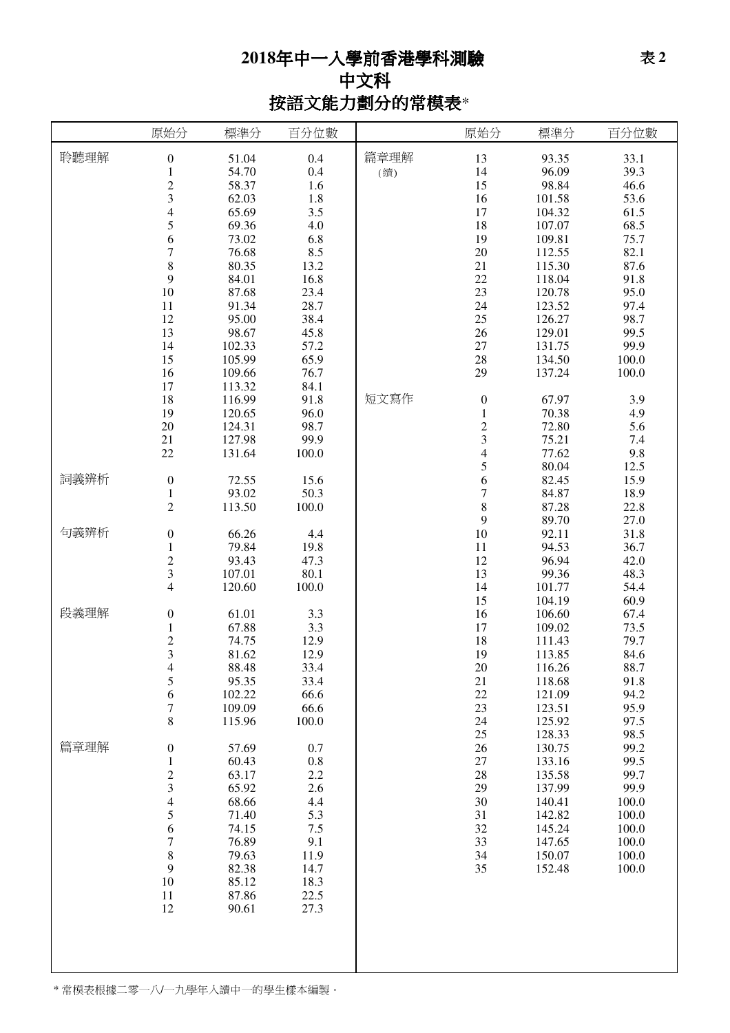# 2018年中一入學前香港學科測驗

表 2

## 中文科

## 按語文能力劃分的常模表*

| | 原始分 | 標準分 | 百分位數 |
|---|---|---|---|
| 聆聽理解 | 0 | 51.04 | 0.4 |
| | 1 | 54.70 | 0.4 |
| | 2 | 58.37 | 1.6 |
| | 3 | 62.03 | 1.8 |
| | 4 | 65.69 | 3.5 |
| | 5 | 69.36 | 4.0 |
| | 6 | 73.02 | 6.8 |
| | 7 | 76.68 | 8.5 |
| | 8 | 80.35 | 13.2 |
| | 9 | 84.01 | 16.8 |
| | 10 | 87.68 | 23.4 |
| | 11 | 91.34 | 28.7 |
| | 12 | 95.00 | 38.4 |
| | 13 | 98.67 | 45.8 |
| | 14 | 102.33 | 57.2 |
| | 15 | 105.99 | 65.9 |
| | 16 | 109.66 | 76.7 |
| | 17 | 113.32 | 84.1 |
| | 18 | 116.99 | 91.8 |
| | 19 | 120.65 | 96.0 |
| | 20 | 124.31 | 98.7 |
| | 21 | 127.98 | 99.9 |
| | 22 | 131.64 | 100.0 |
| 詞義辨析 | 0 | 72.55 | 15.6 |
| | 1 | 93.02 | 50.3 |
| | 2 | 113.50 | 100.0 |
| 句義辨析 | 0 | 66.26 | 4.4 |
| | 1 | 79.84 | 19.8 |
| | 2 | 93.43 | 47.3 |
| | 3 | 107.01 | 80.1 |
| | 4 | 120.60 | 100.0 |
| 段義理解 | 0 | 61.01 | 3.3 |
| | 1 | 67.88 | 3.3 |
| | 2 | 74.75 | 12.9 |
| | 3 | 81.62 | 12.9 |
| | 4 | 88.48 | 33.4 |
| | 5 | 95.35 | 33.4 |
| | 6 | 102.22 | 66.6 |
| | 7 | 109.09 | 66.6 |
| | 8 | 115.96 | 100.0 |
| 篇章理解 | 0 | 57.69 | 0.7 |
| | 1 | 60.43 | 0.8 |
| | 2 | 63.17 | 2.2 |
| | 3 | 65.92 | 2.6 |
| | 4 | 68.66 | 4.4 |
| | 5 | 71.40 | 5.3 |
| | 6 | 74.15 | 7.5 |
| | 7 | 76.89 | 9.1 |
| | 8 | 79.63 | 11.9 |
| | 9 | 82.38 | 14.7 |
| | 10 | 85.12 | 18.3 |
| | 11 | 87.86 | 22.5 |
| | 12 | 90.61 | 27.3 |
| 篇章理解 (續) | 13 | 93.35 | 33.1 |
| | 14 | 96.09 | 39.3 |
| | 15 | 98.84 | 46.6 |
| | 16 | 101.58 | 53.6 |
| | 17 | 104.32 | 61.5 |
| | 18 | 107.07 | 68.5 |
| | 19 | 109.81 | 75.7 |
| | 20 | 112.55 | 82.1 |
| | 21 | 115.30 | 87.6 |
| | 22 | 118.04 | 91.8 |
| | 23 | 120.78 | 95.0 |
| | 24 | 123.52 | 97.4 |
| | 25 | 126.27 | 98.7 |
| | 26 | 129.01 | 99.5 |
| | 27 | 131.75 | 99.9 |
| | 28 | 134.50 | 100.0 |
| | 29 | 137.24 | 100.0 |
| 短文寫作 | 0 | 67.97 | 3.9 |
| | 1 | 70.38 | 4.9 |
| | 2 | 72.80 | 5.6 |
| | 3 | 75.21 | 7.4 |
| | 4 | 77.62 | 9.8 |
| | 5 | 80.04 | 12.5 |
| | 6 | 82.45 | 15.9 |
| | 7 | 84.87 | 18.9 |
| | 8 | 87.28 | 22.8 |
| | 9 | 89.70 | 27.0 |
| | 10 | 92.11 | 31.8 |
| | 11 | 94.53 | 36.7 |
| | 12 | 96.94 | 42.0 |
| | 13 | 99.36 | 48.3 |
| | 14 | 101.77 | 54.4 |
| | 15 | 104.19 | 60.9 |
| | 16 | 106.60 | 67.4 |
| | 17 | 109.02 | 73.5 |
| | 18 | 111.43 | 79.7 |
| | 19 | 113.85 | 84.6 |
| | 20 | 116.26 | 88.7 |
| | 21 | 118.68 | 91.8 |
| | 22 | 121.09 | 94.2 |
| | 23 | 123.51 | 95.9 |
| | 24 | 125.92 | 97.5 |
| | 25 | 128.33 | 98.5 |
| | 26 | 130.75 | 99.2 |
| | 27 | 133.16 | 99.5 |
| | 28 | 135.58 | 99.7 |
| | 29 | 137.99 | 99.9 |
| | 30 | 140.41 | 100.0 |
| | 31 | 142.82 | 100.0 |
| | 32 | 145.24 | 100.0 |
| | 33 | 147.65 | 100.0 |
| | 34 | 150.07 | 100.0 |
| | 35 | 152.48 | 100.0 |

* 常模表根據二零一八/一九學年入讀中一的學生樣本編製。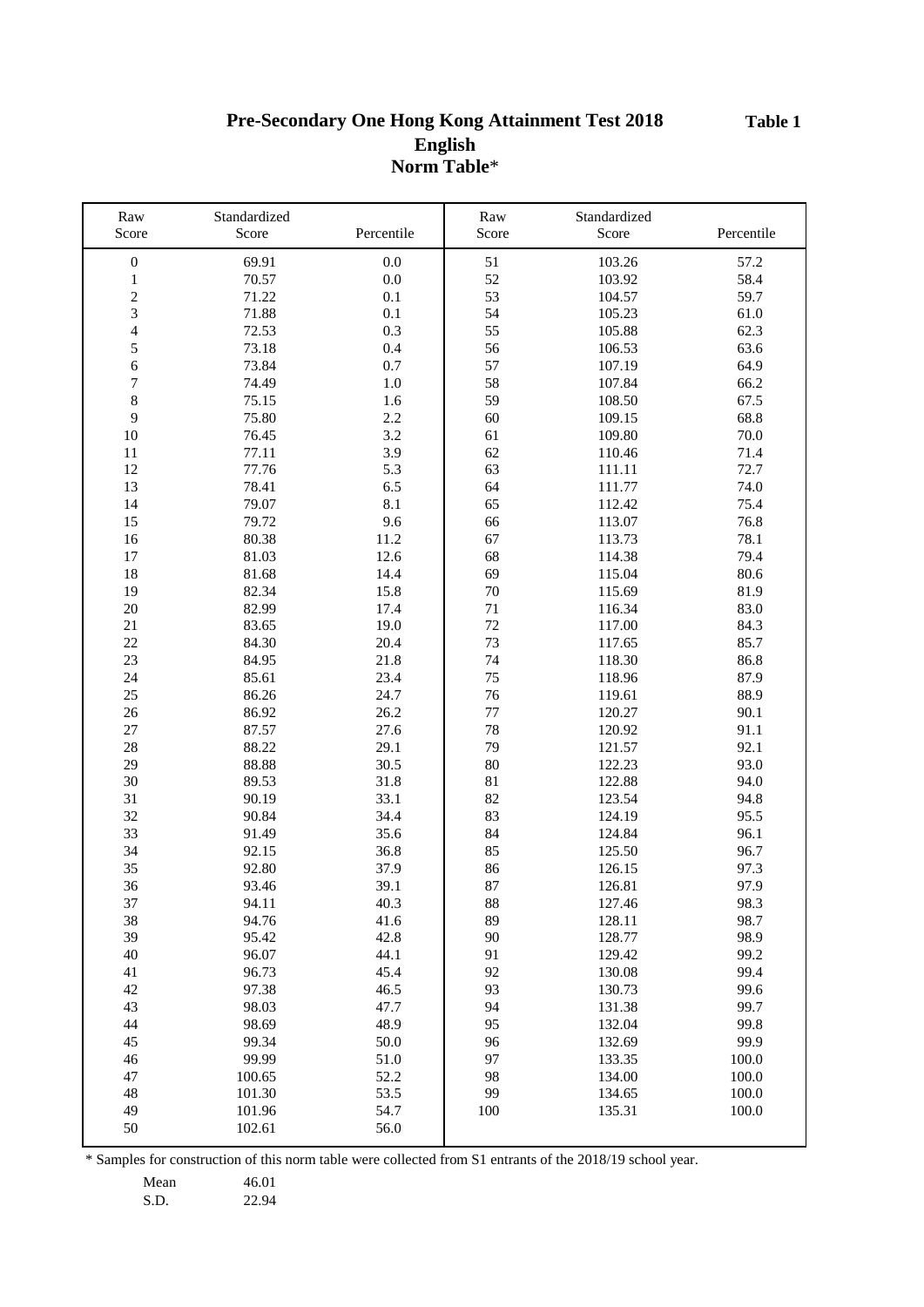**Table 1**

# Pre-Secondary One Hong Kong Attainment Test 2018
## English
## Norm Table*

| Raw Score | Standardized Score | Percentile | Raw Score | Standardized Score | Percentile |
|---|---|---|---|---|---|
| 0 | 69.91 | 0.0 | 51 | 103.26 | 57.2 |
| 1 | 70.57 | 0.0 | 52 | 103.92 | 58.4 |
| 2 | 71.22 | 0.1 | 53 | 104.57 | 59.7 |
| 3 | 71.88 | 0.1 | 54 | 105.23 | 61.0 |
| 4 | 72.53 | 0.3 | 55 | 105.88 | 62.3 |
| 5 | 73.18 | 0.4 | 56 | 106.53 | 63.6 |
| 6 | 73.84 | 0.7 | 57 | 107.19 | 64.9 |
| 7 | 74.49 | 1.0 | 58 | 107.84 | 66.2 |
| 8 | 75.15 | 1.6 | 59 | 108.50 | 67.5 |
| 9 | 75.80 | 2.2 | 60 | 109.15 | 68.8 |
| 10 | 76.45 | 3.2 | 61 | 109.80 | 70.0 |
| 11 | 77.11 | 3.9 | 62 | 110.46 | 71.4 |
| 12 | 77.76 | 5.3 | 63 | 111.11 | 72.7 |
| 13 | 78.41 | 6.5 | 64 | 111.77 | 74.0 |
| 14 | 79.07 | 8.1 | 65 | 112.42 | 75.4 |
| 15 | 79.72 | 9.6 | 66 | 113.07 | 76.8 |
| 16 | 80.38 | 11.2 | 67 | 113.73 | 78.1 |
| 17 | 81.03 | 12.6 | 68 | 114.38 | 79.4 |
| 18 | 81.68 | 14.4 | 69 | 115.04 | 80.6 |
| 19 | 82.34 | 15.8 | 70 | 115.69 | 81.9 |
| 20 | 82.99 | 17.4 | 71 | 116.34 | 83.0 |
| 21 | 83.65 | 19.0 | 72 | 117.00 | 84.3 |
| 22 | 84.30 | 20.4 | 73 | 117.65 | 85.7 |
| 23 | 84.95 | 21.8 | 74 | 118.30 | 86.8 |
| 24 | 85.61 | 23.4 | 75 | 118.96 | 87.9 |
| 25 | 86.26 | 24.7 | 76 | 119.61 | 88.9 |
| 26 | 86.92 | 26.2 | 77 | 120.27 | 90.1 |
| 27 | 87.57 | 27.6 | 78 | 120.92 | 91.1 |
| 28 | 88.22 | 29.1 | 79 | 121.57 | 92.1 |
| 29 | 88.88 | 30.5 | 80 | 122.23 | 93.0 |
| 30 | 89.53 | 31.8 | 81 | 122.88 | 94.0 |
| 31 | 90.19 | 33.1 | 82 | 123.54 | 94.8 |
| 32 | 90.84 | 34.4 | 83 | 124.19 | 95.5 |
| 33 | 91.49 | 35.6 | 84 | 124.84 | 96.1 |
| 34 | 92.15 | 36.8 | 85 | 125.50 | 96.7 |
| 35 | 92.80 | 37.9 | 86 | 126.15 | 97.3 |
| 36 | 93.46 | 39.1 | 87 | 126.81 | 97.9 |
| 37 | 94.11 | 40.3 | 88 | 127.46 | 98.3 |
| 38 | 94.76 | 41.6 | 89 | 128.11 | 98.7 |
| 39 | 95.42 | 42.8 | 90 | 128.77 | 98.9 |
| 40 | 96.07 | 44.1 | 91 | 129.42 | 99.2 |
| 41 | 96.73 | 45.4 | 92 | 130.08 | 99.4 |
| 42 | 97.38 | 46.5 | 93 | 130.73 | 99.6 |
| 43 | 98.03 | 47.7 | 94 | 131.38 | 99.7 |
| 44 | 98.69 | 48.9 | 95 | 132.04 | 99.8 |
| 45 | 99.34 | 50.0 | 96 | 132.69 | 99.9 |
| 46 | 99.99 | 51.0 | 97 | 133.35 | 100.0 |
| 47 | 100.65 | 52.2 | 98 | 134.00 | 100.0 |
| 48 | 101.30 | 53.5 | 99 | 134.65 | 100.0 |
| 49 | 101.96 | 54.7 | 100 | 135.31 | 100.0 |
| 50 | 102.61 | 56.0 | | | |

* Samples for construction of this norm table were collected from S1 entrants of the 2018/19 school year.

| | |
|---|---|
| Mean | 46.01 |
| S.D. | 22.94 |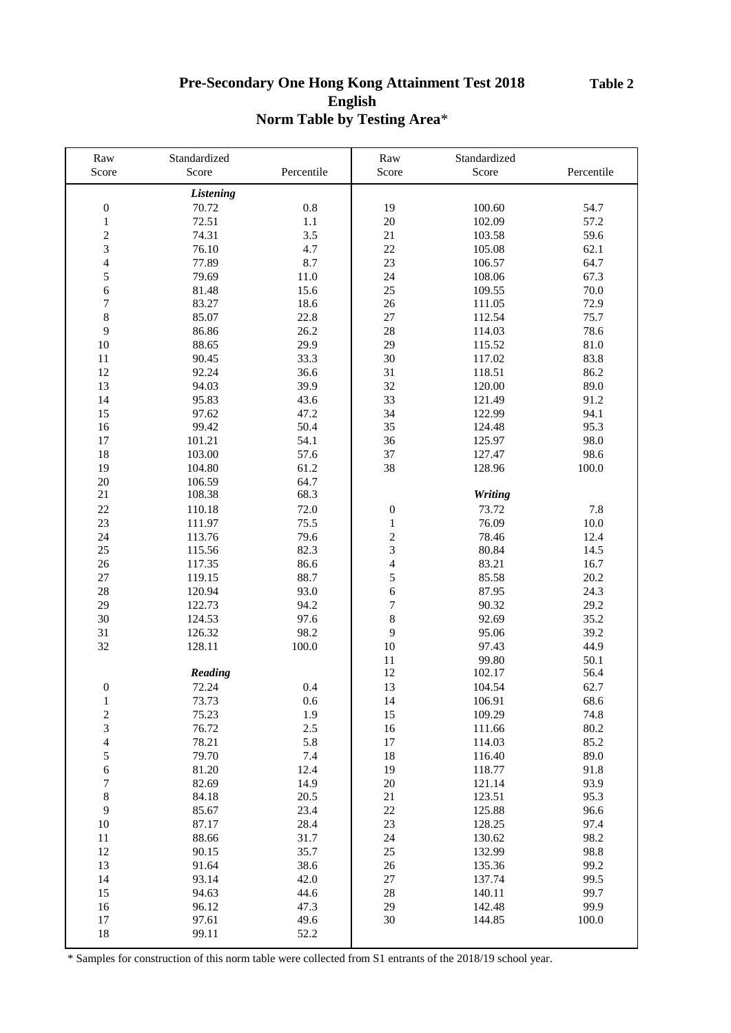**Table 2**

# Pre-Secondary One Hong Kong Attainment Test 2018
## English
## Norm Table by Testing Area*

| Raw Score | Standardized Score | Percentile | Raw Score | Standardized Score | Percentile |
|---|---|---|---|---|---|
| | ***Listening*** | | | | |
| 0 | 70.72 | 0.8 | 19 | 100.60 | 54.7 |
| 1 | 72.51 | 1.1 | 20 | 102.09 | 57.2 |
| 2 | 74.31 | 3.5 | 21 | 103.58 | 59.6 |
| 3 | 76.10 | 4.7 | 22 | 105.08 | 62.1 |
| 4 | 77.89 | 8.7 | 23 | 106.57 | 64.7 |
| 5 | 79.69 | 11.0 | 24 | 108.06 | 67.3 |
| 6 | 81.48 | 15.6 | 25 | 109.55 | 70.0 |
| 7 | 83.27 | 18.6 | 26 | 111.05 | 72.9 |
| 8 | 85.07 | 22.8 | 27 | 112.54 | 75.7 |
| 9 | 86.86 | 26.2 | 28 | 114.03 | 78.6 |
| 10 | 88.65 | 29.9 | 29 | 115.52 | 81.0 |
| 11 | 90.45 | 33.3 | 30 | 117.02 | 83.8 |
| 12 | 92.24 | 36.6 | 31 | 118.51 | 86.2 |
| 13 | 94.03 | 39.9 | 32 | 120.00 | 89.0 |
| 14 | 95.83 | 43.6 | 33 | 121.49 | 91.2 |
| 15 | 97.62 | 47.2 | 34 | 122.99 | 94.1 |
| 16 | 99.42 | 50.4 | 35 | 124.48 | 95.3 |
| 17 | 101.21 | 54.1 | 36 | 125.97 | 98.0 |
| 18 | 103.00 | 57.6 | 37 | 127.47 | 98.6 |
| 19 | 104.80 | 61.2 | 38 | 128.96 | 100.0 |
| 20 | 106.59 | 64.7 | | | |
| 21 | 108.38 | 68.3 | | ***Writing*** | |
| 22 | 110.18 | 72.0 | 0 | 73.72 | 7.8 |
| 23 | 111.97 | 75.5 | 1 | 76.09 | 10.0 |
| 24 | 113.76 | 79.6 | 2 | 78.46 | 12.4 |
| 25 | 115.56 | 82.3 | 3 | 80.84 | 14.5 |
| 26 | 117.35 | 86.6 | 4 | 83.21 | 16.7 |
| 27 | 119.15 | 88.7 | 5 | 85.58 | 20.2 |
| 28 | 120.94 | 93.0 | 6 | 87.95 | 24.3 |
| 29 | 122.73 | 94.2 | 7 | 90.32 | 29.2 |
| 30 | 124.53 | 97.6 | 8 | 92.69 | 35.2 |
| 31 | 126.32 | 98.2 | 9 | 95.06 | 39.2 |
| 32 | 128.11 | 100.0 | 10 | 97.43 | 44.9 |
| | | | 11 | 99.80 | 50.1 |
| | ***Reading*** | | 12 | 102.17 | 56.4 |
| 0 | 72.24 | 0.4 | 13 | 104.54 | 62.7 |
| 1 | 73.73 | 0.6 | 14 | 106.91 | 68.6 |
| 2 | 75.23 | 1.9 | 15 | 109.29 | 74.8 |
| 3 | 76.72 | 2.5 | 16 | 111.66 | 80.2 |
| 4 | 78.21 | 5.8 | 17 | 114.03 | 85.2 |
| 5 | 79.70 | 7.4 | 18 | 116.40 | 89.0 |
| 6 | 81.20 | 12.4 | 19 | 118.77 | 91.8 |
| 7 | 82.69 | 14.9 | 20 | 121.14 | 93.9 |
| 8 | 84.18 | 20.5 | 21 | 123.51 | 95.3 |
| 9 | 85.67 | 23.4 | 22 | 125.88 | 96.6 |
| 10 | 87.17 | 28.4 | 23 | 128.25 | 97.4 |
| 11 | 88.66 | 31.7 | 24 | 130.62 | 98.2 |
| 12 | 90.15 | 35.7 | 25 | 132.99 | 98.8 |
| 13 | 91.64 | 38.6 | 26 | 135.36 | 99.2 |
| 14 | 93.14 | 42.0 | 27 | 137.74 | 99.5 |
| 15 | 94.63 | 44.6 | 28 | 140.11 | 99.7 |
| 16 | 96.12 | 47.3 | 29 | 142.48 | 99.9 |
| 17 | 97.61 | 49.6 | 30 | 144.85 | 100.0 |
| 18 | 99.11 | 52.2 | | | |

\* Samples for construction of this norm table were collected from S1 entrants of the 2018/19 school year.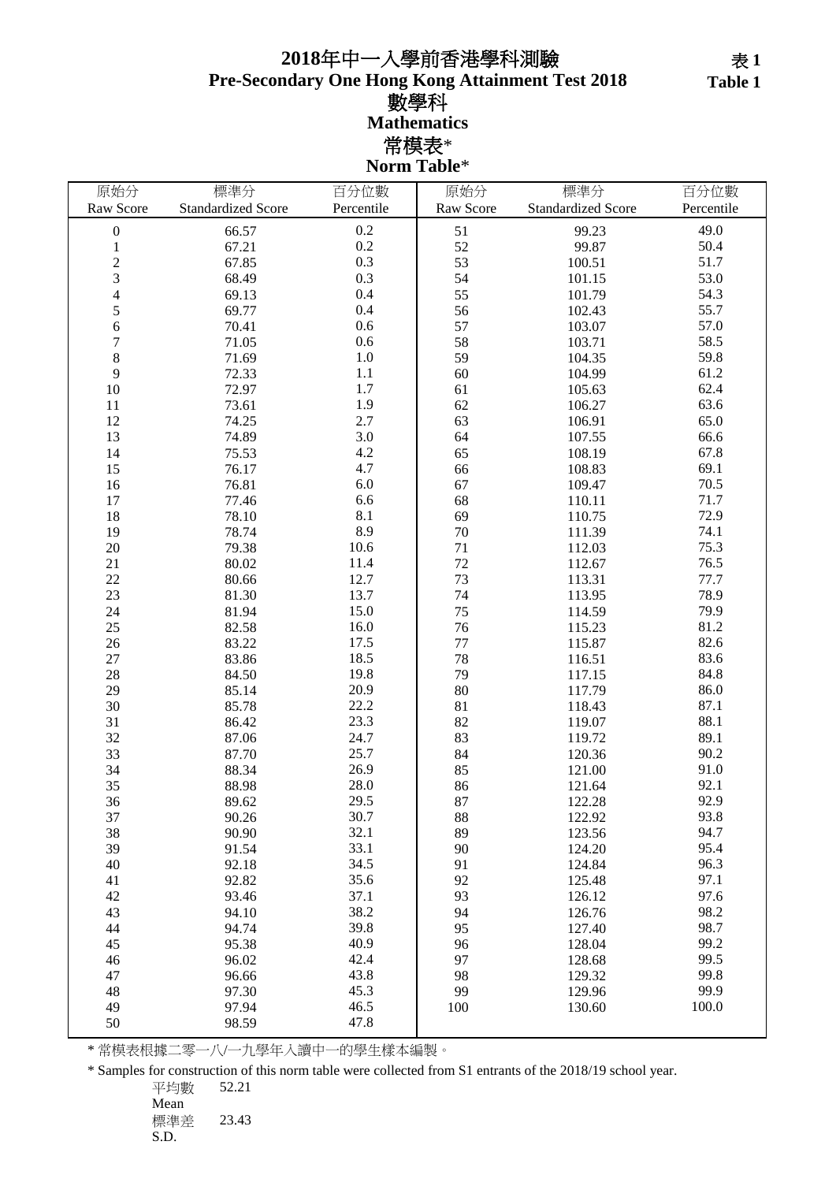# 2018年中一入學前香港學科測驗

# Pre-Secondary One Hong Kong Attainment Test 2018

表 1
Table 1

## 數學科

## Mathematics

### 常模表*

### Norm Table*

| 原始分 Raw Score | 標準分 Standardized Score | 百分位數 Percentile | 原始分 Raw Score | 標準分 Standardized Score | 百分位數 Percentile |
|---|---|---|---|---|---|
| 0 | 66.57 | 0.2 | 51 | 99.23 | 49.0 |
| 1 | 67.21 | 0.2 | 52 | 99.87 | 50.4 |
| 2 | 67.85 | 0.3 | 53 | 100.51 | 51.7 |
| 3 | 68.49 | 0.3 | 54 | 101.15 | 53.0 |
| 4 | 69.13 | 0.4 | 55 | 101.79 | 54.3 |
| 5 | 69.77 | 0.4 | 56 | 102.43 | 55.7 |
| 6 | 70.41 | 0.6 | 57 | 103.07 | 57.0 |
| 7 | 71.05 | 0.6 | 58 | 103.71 | 58.5 |
| 8 | 71.69 | 1.0 | 59 | 104.35 | 59.8 |
| 9 | 72.33 | 1.1 | 60 | 104.99 | 61.2 |
| 10 | 72.97 | 1.7 | 61 | 105.63 | 62.4 |
| 11 | 73.61 | 1.9 | 62 | 106.27 | 63.6 |
| 12 | 74.25 | 2.7 | 63 | 106.91 | 65.0 |
| 13 | 74.89 | 3.0 | 64 | 107.55 | 66.6 |
| 14 | 75.53 | 4.2 | 65 | 108.19 | 67.8 |
| 15 | 76.17 | 4.7 | 66 | 108.83 | 69.1 |
| 16 | 76.81 | 6.0 | 67 | 109.47 | 70.5 |
| 17 | 77.46 | 6.6 | 68 | 110.11 | 71.7 |
| 18 | 78.10 | 8.1 | 69 | 110.75 | 72.9 |
| 19 | 78.74 | 8.9 | 70 | 111.39 | 74.1 |
| 20 | 79.38 | 10.6 | 71 | 112.03 | 75.3 |
| 21 | 80.02 | 11.4 | 72 | 112.67 | 76.5 |
| 22 | 80.66 | 12.7 | 73 | 113.31 | 77.7 |
| 23 | 81.30 | 13.7 | 74 | 113.95 | 78.9 |
| 24 | 81.94 | 15.0 | 75 | 114.59 | 79.9 |
| 25 | 82.58 | 16.0 | 76 | 115.23 | 81.2 |
| 26 | 83.22 | 17.5 | 77 | 115.87 | 82.6 |
| 27 | 83.86 | 18.5 | 78 | 116.51 | 83.6 |
| 28 | 84.50 | 19.8 | 79 | 117.15 | 84.8 |
| 29 | 85.14 | 20.9 | 80 | 117.79 | 86.0 |
| 30 | 85.78 | 22.2 | 81 | 118.43 | 87.1 |
| 31 | 86.42 | 23.3 | 82 | 119.07 | 88.1 |
| 32 | 87.06 | 24.7 | 83 | 119.72 | 89.1 |
| 33 | 87.70 | 25.7 | 84 | 120.36 | 90.2 |
| 34 | 88.34 | 26.9 | 85 | 121.00 | 91.0 |
| 35 | 88.98 | 28.0 | 86 | 121.64 | 92.1 |
| 36 | 89.62 | 29.5 | 87 | 122.28 | 92.9 |
| 37 | 90.26 | 30.7 | 88 | 122.92 | 93.8 |
| 38 | 90.90 | 32.1 | 89 | 123.56 | 94.7 |
| 39 | 91.54 | 33.1 | 90 | 124.20 | 95.4 |
| 40 | 92.18 | 34.5 | 91 | 124.84 | 96.3 |
| 41 | 92.82 | 35.6 | 92 | 125.48 | 97.1 |
| 42 | 93.46 | 37.1 | 93 | 126.12 | 97.6 |
| 43 | 94.10 | 38.2 | 94 | 126.76 | 98.2 |
| 44 | 94.74 | 39.8 | 95 | 127.40 | 98.7 |
| 45 | 95.38 | 40.9 | 96 | 128.04 | 99.2 |
| 46 | 96.02 | 42.4 | 97 | 128.68 | 99.5 |
| 47 | 96.66 | 43.8 | 98 | 129.32 | 99.8 |
| 48 | 97.30 | 45.3 | 99 | 129.96 | 99.9 |
| 49 | 97.94 | 46.5 | 100 | 130.60 | 100.0 |
| 50 | 98.59 | 47.8 | | | |

* 常模表根據二零一八/一九學年入讀中一的學生樣本編製。

* Samples for construction of this norm table were collected from S1 entrants of the 2018/19 school year.

平均數 Mean 52.21

標準差 S.D. 23.43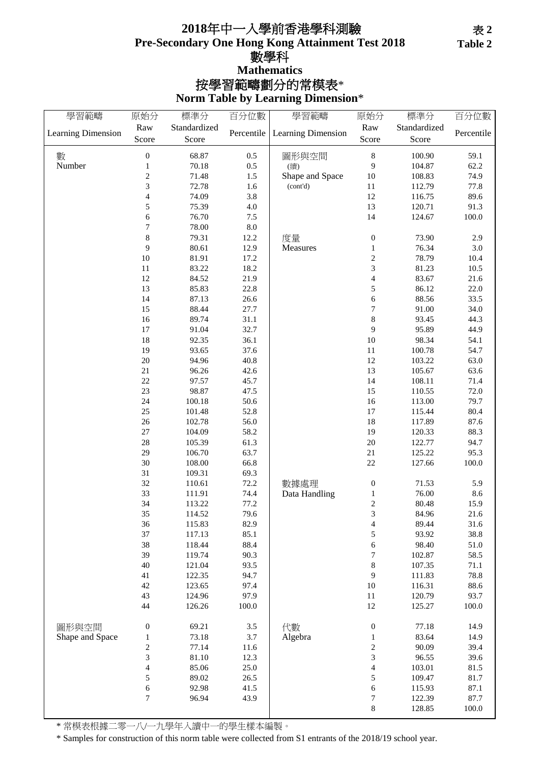# 2018年中一入學前香港學科測驗
# Pre-Secondary One Hong Kong Attainment Test 2018

表 2
Table 2

## 數學科
## Mathematics

## 按學習範疇劃分的常模表*
## Norm Table by Learning Dimension*

| 學習範疇 Learning Dimension | 原始分 Raw Score | 標準分 Standardized Score | 百分位數 Percentile | 學習範疇 Learning Dimension | 原始分 Raw Score | 標準分 Standardized Score | 百分位數 Percentile |
|---|---|---|---|---|---|---|---|
| 數 Number | 0 | 68.87 | 0.5 | 圖形與空間 (續) Shape and Space (cont'd) | 8 | 100.90 | 59.1 |
| | 1 | 70.18 | 0.5 | | 9 | 104.87 | 62.2 |
| | 2 | 71.48 | 1.5 | | 10 | 108.83 | 74.9 |
| | 3 | 72.78 | 1.6 | | 11 | 112.79 | 77.8 |
| | 4 | 74.09 | 3.8 | | 12 | 116.75 | 89.6 |
| | 5 | 75.39 | 4.0 | | 13 | 120.71 | 91.3 |
| | 6 | 76.70 | 7.5 | | 14 | 124.67 | 100.0 |
| | 7 | 78.00 | 8.0 | | | | |
| | 8 | 79.31 | 12.2 | 度量 Measures | 0 | 73.90 | 2.9 |
| | 9 | 80.61 | 12.9 | | 1 | 76.34 | 3.0 |
| | 10 | 81.91 | 17.2 | | 2 | 78.79 | 10.4 |
| | 11 | 83.22 | 18.2 | | 3 | 81.23 | 10.5 |
| | 12 | 84.52 | 21.9 | | 4 | 83.67 | 21.6 |
| | 13 | 85.83 | 22.8 | | 5 | 86.12 | 22.0 |
| | 14 | 87.13 | 26.6 | | 6 | 88.56 | 33.5 |
| | 15 | 88.44 | 27.7 | | 7 | 91.00 | 34.0 |
| | 16 | 89.74 | 31.1 | | 8 | 93.45 | 44.3 |
| | 17 | 91.04 | 32.7 | | 9 | 95.89 | 44.9 |
| | 18 | 92.35 | 36.1 | | 10 | 98.34 | 54.1 |
| | 19 | 93.65 | 37.6 | | 11 | 100.78 | 54.7 |
| | 20 | 94.96 | 40.8 | | 12 | 103.22 | 63.0 |
| | 21 | 96.26 | 42.6 | | 13 | 105.67 | 63.6 |
| | 22 | 97.57 | 45.7 | | 14 | 108.11 | 71.4 |
| | 23 | 98.87 | 47.5 | | 15 | 110.55 | 72.0 |
| | 24 | 100.18 | 50.6 | | 16 | 113.00 | 79.7 |
| | 25 | 101.48 | 52.8 | | 17 | 115.44 | 80.4 |
| | 26 | 102.78 | 56.0 | | 18 | 117.89 | 87.6 |
| | 27 | 104.09 | 58.2 | | 19 | 120.33 | 88.3 |
| | 28 | 105.39 | 61.3 | | 20 | 122.77 | 94.7 |
| | 29 | 106.70 | 63.7 | | 21 | 125.22 | 95.3 |
| | 30 | 108.00 | 66.8 | | 22 | 127.66 | 100.0 |
| | 31 | 109.31 | 69.3 | | | | |
| | 32 | 110.61 | 72.2 | 數據處理 Data Handling | 0 | 71.53 | 5.9 |
| | 33 | 111.91 | 74.4 | | 1 | 76.00 | 8.6 |
| | 34 | 113.22 | 77.2 | | 2 | 80.48 | 15.9 |
| | 35 | 114.52 | 79.6 | | 3 | 84.96 | 21.6 |
| | 36 | 115.83 | 82.9 | | 4 | 89.44 | 31.6 |
| | 37 | 117.13 | 85.1 | | 5 | 93.92 | 38.8 |
| | 38 | 118.44 | 88.4 | | 6 | 98.40 | 51.0 |
| | 39 | 119.74 | 90.3 | | 7 | 102.87 | 58.5 |
| | 40 | 121.04 | 93.5 | | 8 | 107.35 | 71.1 |
| | 41 | 122.35 | 94.7 | | 9 | 111.83 | 78.8 |
| | 42 | 123.65 | 97.4 | | 10 | 116.31 | 88.6 |
| | 43 | 124.96 | 97.9 | | 11 | 120.79 | 93.7 |
| | 44 | 126.26 | 100.0 | | 12 | 125.27 | 100.0 |
| 圖形與空間 Shape and Space | 0 | 69.21 | 3.5 | 代數 Algebra | 0 | 77.18 | 14.9 |
| | 1 | 73.18 | 3.7 | | 1 | 83.64 | 14.9 |
| | 2 | 77.14 | 11.6 | | 2 | 90.09 | 39.4 |
| | 3 | 81.10 | 12.3 | | 3 | 96.55 | 39.6 |
| | 4 | 85.06 | 25.0 | | 4 | 103.01 | 81.5 |
| | 5 | 89.02 | 26.5 | | 5 | 109.47 | 81.7 |
| | 6 | 92.98 | 41.5 | | 6 | 115.93 | 87.1 |
| | 7 | 96.94 | 43.9 | | 7 | 122.39 | 87.7 |
| | | | | | 8 | 128.85 | 100.0 |

\* 常模表根據二零一八/一九學年入讀中一的學生樣本編製。

\* Samples for construction of this norm table were collected from S1 entrants of the 2018/19 school year.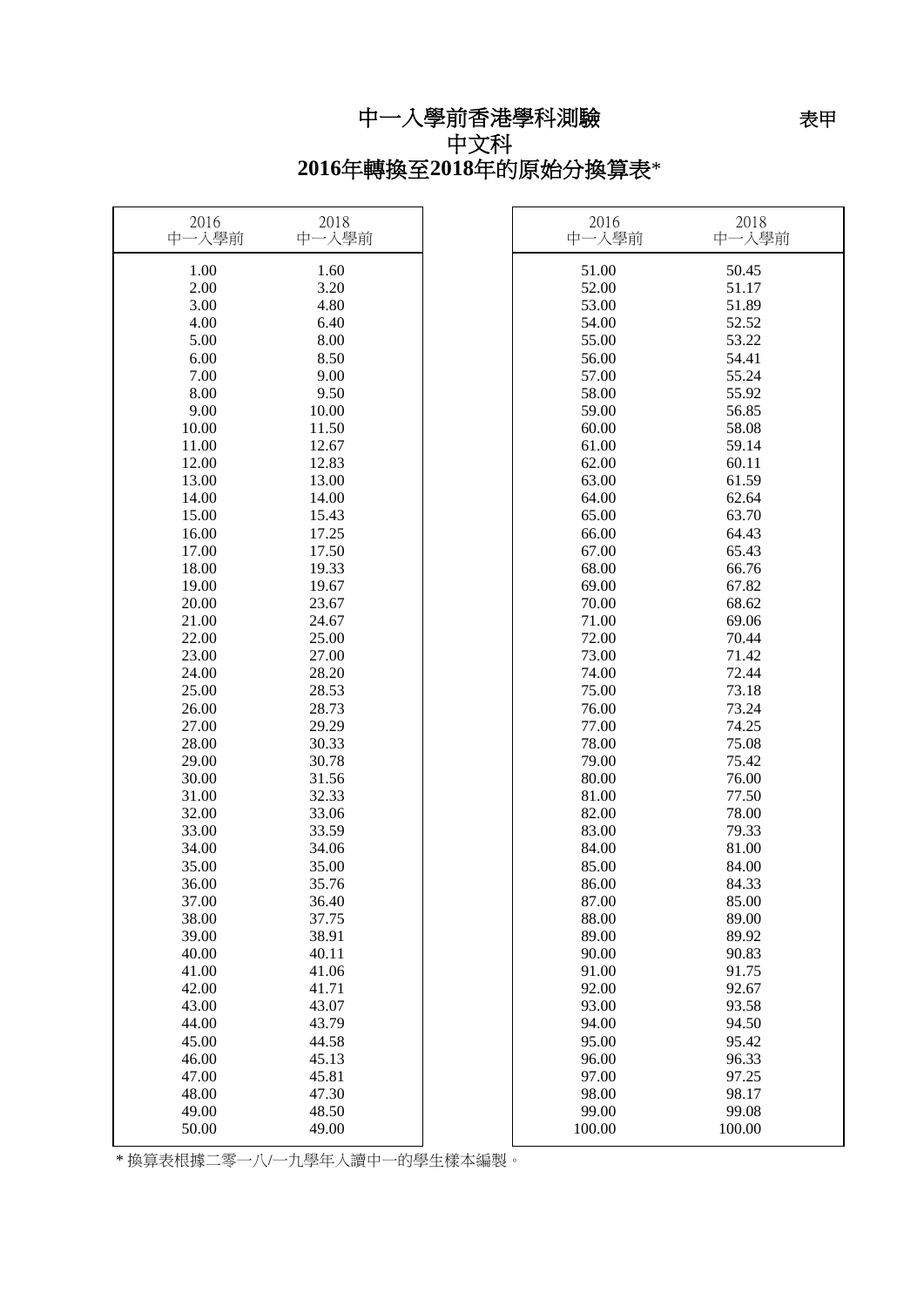# 中一入學前香港學科測驗

表甲

## 中文科

## 2016年轉換至2018年的原始分換算表*

| 2016 中一入學前 | 2018 中一入學前 | 2016 中一入學前 | 2018 中一入學前 |
|---|---|---|---|
| 1.00 | 1.60 | 51.00 | 50.45 |
| 2.00 | 3.20 | 52.00 | 51.17 |
| 3.00 | 4.80 | 53.00 | 51.89 |
| 4.00 | 6.40 | 54.00 | 52.52 |
| 5.00 | 8.00 | 55.00 | 53.22 |
| 6.00 | 8.50 | 56.00 | 54.41 |
| 7.00 | 9.00 | 57.00 | 55.24 |
| 8.00 | 9.50 | 58.00 | 55.92 |
| 9.00 | 10.00 | 59.00 | 56.85 |
| 10.00 | 11.50 | 60.00 | 58.08 |
| 11.00 | 12.67 | 61.00 | 59.14 |
| 12.00 | 12.83 | 62.00 | 60.11 |
| 13.00 | 13.00 | 63.00 | 61.59 |
| 14.00 | 14.00 | 64.00 | 62.64 |
| 15.00 | 15.43 | 65.00 | 63.70 |
| 16.00 | 17.25 | 66.00 | 64.43 |
| 17.00 | 17.50 | 67.00 | 65.43 |
| 18.00 | 19.33 | 68.00 | 66.76 |
| 19.00 | 19.67 | 69.00 | 67.82 |
| 20.00 | 23.67 | 70.00 | 68.62 |
| 21.00 | 24.67 | 71.00 | 69.06 |
| 22.00 | 25.00 | 72.00 | 70.44 |
| 23.00 | 27.00 | 73.00 | 71.42 |
| 24.00 | 28.20 | 74.00 | 72.44 |
| 25.00 | 28.53 | 75.00 | 73.18 |
| 26.00 | 28.73 | 76.00 | 73.24 |
| 27.00 | 29.29 | 77.00 | 74.25 |
| 28.00 | 30.33 | 78.00 | 75.08 |
| 29.00 | 30.78 | 79.00 | 75.42 |
| 30.00 | 31.56 | 80.00 | 76.00 |
| 31.00 | 32.33 | 81.00 | 77.50 |
| 32.00 | 33.06 | 82.00 | 78.00 |
| 33.00 | 33.59 | 83.00 | 79.33 |
| 34.00 | 34.06 | 84.00 | 81.00 |
| 35.00 | 35.00 | 85.00 | 84.00 |
| 36.00 | 35.76 | 86.00 | 84.33 |
| 37.00 | 36.40 | 87.00 | 85.00 |
| 38.00 | 37.75 | 88.00 | 89.00 |
| 39.00 | 38.91 | 89.00 | 89.92 |
| 40.00 | 40.11 | 90.00 | 90.83 |
| 41.00 | 41.06 | 91.00 | 91.75 |
| 42.00 | 41.71 | 92.00 | 92.67 |
| 43.00 | 43.07 | 93.00 | 93.58 |
| 44.00 | 43.79 | 94.00 | 94.50 |
| 45.00 | 44.58 | 95.00 | 95.42 |
| 46.00 | 45.13 | 96.00 | 96.33 |
| 47.00 | 45.81 | 97.00 | 97.25 |
| 48.00 | 47.30 | 98.00 | 98.17 |
| 49.00 | 48.50 | 99.00 | 99.08 |
| 50.00 | 49.00 | 100.00 | 100.00 |

* 換算表根據二零一八/一九學年入讀中一的學生樣本編製。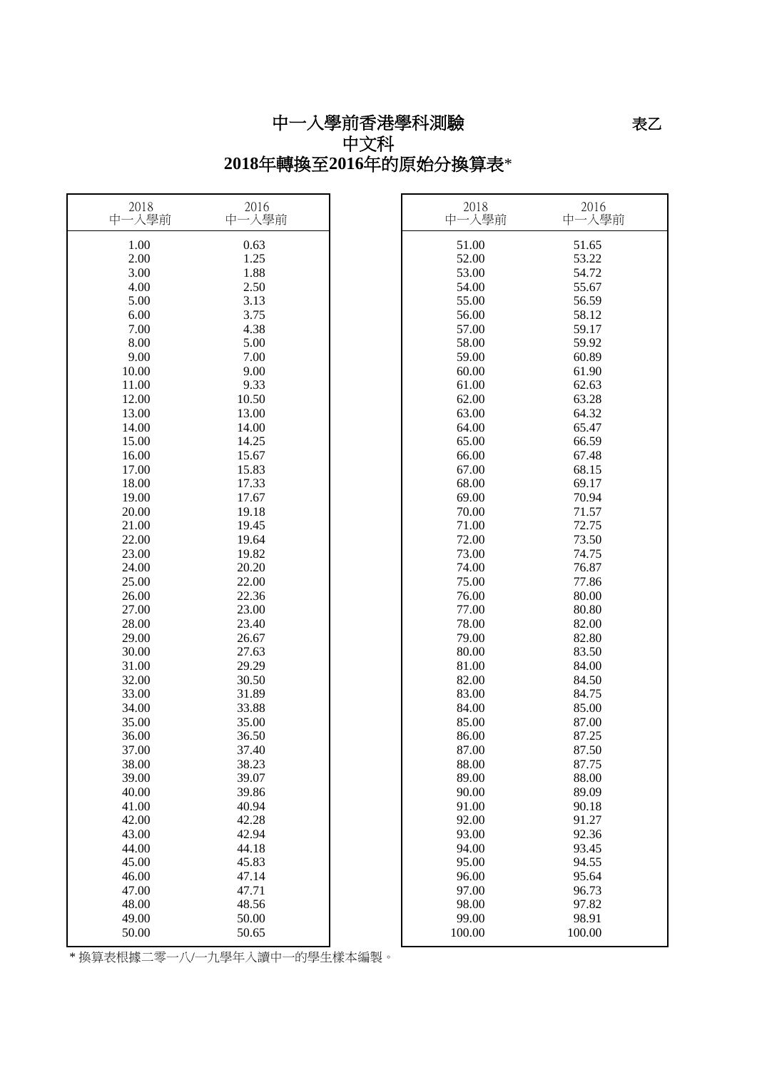# 中一入學前香港學科測驗

表乙

## 中文科

## 2018年轉換至2016年的原始分換算表*

| 2018 中一入學前 | 2016 中一入學前 |
|---|---|
| 1.00 | 0.63 |
| 2.00 | 1.25 |
| 3.00 | 1.88 |
| 4.00 | 2.50 |
| 5.00 | 3.13 |
| 6.00 | 3.75 |
| 7.00 | 4.38 |
| 8.00 | 5.00 |
| 9.00 | 7.00 |
| 10.00 | 9.00 |
| 11.00 | 9.33 |
| 12.00 | 10.50 |
| 13.00 | 13.00 |
| 14.00 | 14.00 |
| 15.00 | 14.25 |
| 16.00 | 15.67 |
| 17.00 | 15.83 |
| 18.00 | 17.33 |
| 19.00 | 17.67 |
| 20.00 | 19.18 |
| 21.00 | 19.45 |
| 22.00 | 19.64 |
| 23.00 | 19.82 |
| 24.00 | 20.20 |
| 25.00 | 22.00 |
| 26.00 | 22.36 |
| 27.00 | 23.00 |
| 28.00 | 23.40 |
| 29.00 | 26.67 |
| 30.00 | 27.63 |
| 31.00 | 29.29 |
| 32.00 | 30.50 |
| 33.00 | 31.89 |
| 34.00 | 33.88 |
| 35.00 | 35.00 |
| 36.00 | 36.50 |
| 37.00 | 37.40 |
| 38.00 | 38.23 |
| 39.00 | 39.07 |
| 40.00 | 39.86 |
| 41.00 | 40.94 |
| 42.00 | 42.28 |
| 43.00 | 42.94 |
| 44.00 | 44.18 |
| 45.00 | 45.83 |
| 46.00 | 47.14 |
| 47.00 | 47.71 |
| 48.00 | 48.56 |
| 49.00 | 50.00 |
| 50.00 | 50.65 |
| 51.00 | 51.65 |
| 52.00 | 53.22 |
| 53.00 | 54.72 |
| 54.00 | 55.67 |
| 55.00 | 56.59 |
| 56.00 | 58.12 |
| 57.00 | 59.17 |
| 58.00 | 59.92 |
| 59.00 | 60.89 |
| 60.00 | 61.90 |
| 61.00 | 62.63 |
| 62.00 | 63.28 |
| 63.00 | 64.32 |
| 64.00 | 65.47 |
| 65.00 | 66.59 |
| 66.00 | 67.48 |
| 67.00 | 68.15 |
| 68.00 | 69.17 |
| 69.00 | 70.94 |
| 70.00 | 71.57 |
| 71.00 | 72.75 |
| 72.00 | 73.50 |
| 73.00 | 74.75 |
| 74.00 | 76.87 |
| 75.00 | 77.86 |
| 76.00 | 80.00 |
| 77.00 | 80.80 |
| 78.00 | 82.00 |
| 79.00 | 82.80 |
| 80.00 | 83.50 |
| 81.00 | 84.00 |
| 82.00 | 84.50 |
| 83.00 | 84.75 |
| 84.00 | 85.00 |
| 85.00 | 87.00 |
| 86.00 | 87.25 |
| 87.00 | 87.50 |
| 88.00 | 87.75 |
| 89.00 | 88.00 |
| 90.00 | 89.09 |
| 91.00 | 90.18 |
| 92.00 | 91.27 |
| 93.00 | 92.36 |
| 94.00 | 93.45 |
| 95.00 | 94.55 |
| 96.00 | 95.64 |
| 97.00 | 96.73 |
| 98.00 | 97.82 |
| 99.00 | 98.91 |
| 100.00 | 100.00 |

* 換算表根據二零一八/一九學年入讀中一的學生樣本編製。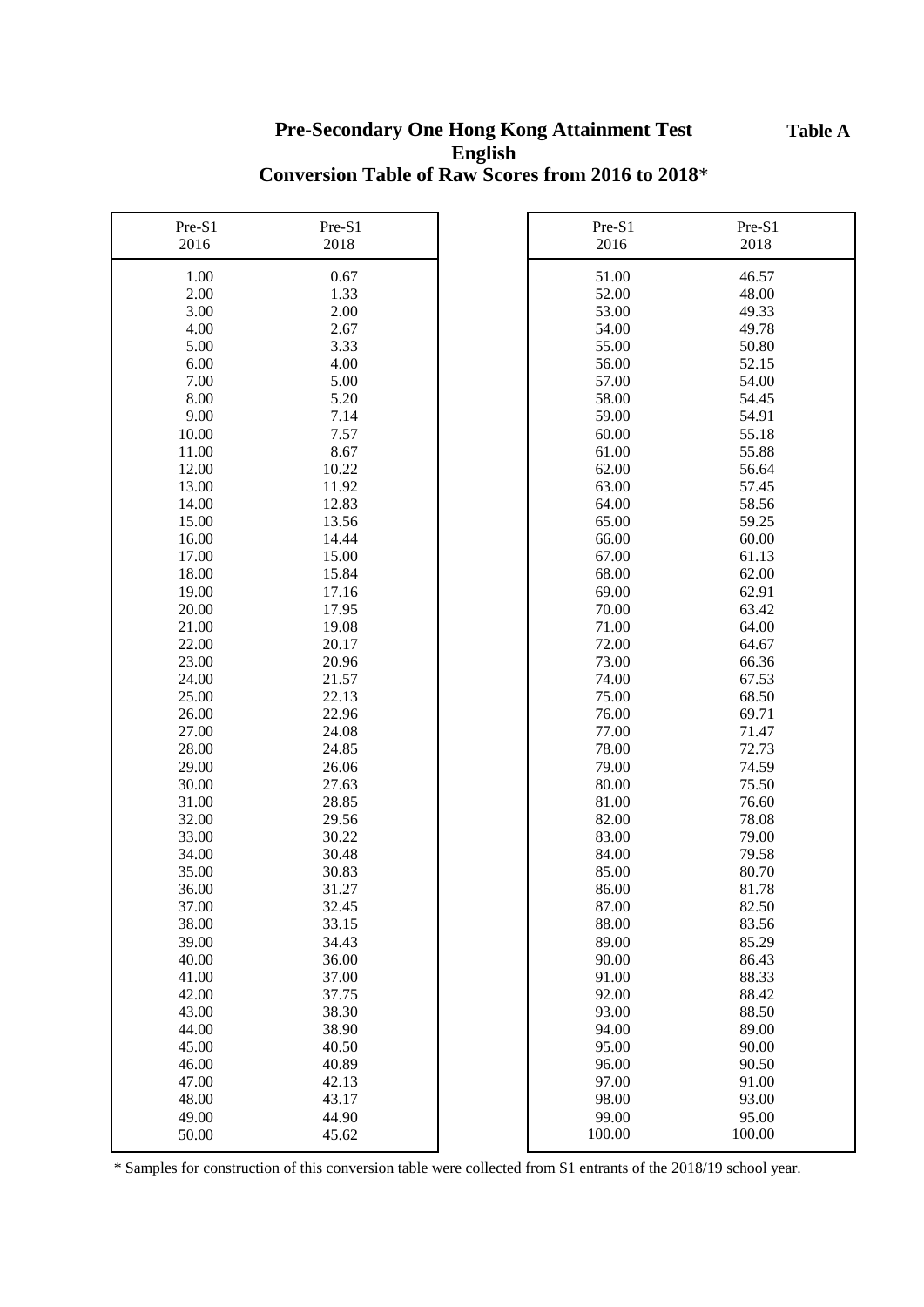**Table A**

# Pre-Secondary One Hong Kong Attainment Test
## English
## Conversion Table of Raw Scores from 2016 to 2018*

| Pre-S1 2016 | Pre-S1 2018 |
|---|---|
| 1.00 | 0.67 |
| 2.00 | 1.33 |
| 3.00 | 2.00 |
| 4.00 | 2.67 |
| 5.00 | 3.33 |
| 6.00 | 4.00 |
| 7.00 | 5.00 |
| 8.00 | 5.20 |
| 9.00 | 7.14 |
| 10.00 | 7.57 |
| 11.00 | 8.67 |
| 12.00 | 10.22 |
| 13.00 | 11.92 |
| 14.00 | 12.83 |
| 15.00 | 13.56 |
| 16.00 | 14.44 |
| 17.00 | 15.00 |
| 18.00 | 15.84 |
| 19.00 | 17.16 |
| 20.00 | 17.95 |
| 21.00 | 19.08 |
| 22.00 | 20.17 |
| 23.00 | 20.96 |
| 24.00 | 21.57 |
| 25.00 | 22.13 |
| 26.00 | 22.96 |
| 27.00 | 24.08 |
| 28.00 | 24.85 |
| 29.00 | 26.06 |
| 30.00 | 27.63 |
| 31.00 | 28.85 |
| 32.00 | 29.56 |
| 33.00 | 30.22 |
| 34.00 | 30.48 |
| 35.00 | 30.83 |
| 36.00 | 31.27 |
| 37.00 | 32.45 |
| 38.00 | 33.15 |
| 39.00 | 34.43 |
| 40.00 | 36.00 |
| 41.00 | 37.00 |
| 42.00 | 37.75 |
| 43.00 | 38.30 |
| 44.00 | 38.90 |
| 45.00 | 40.50 |
| 46.00 | 40.89 |
| 47.00 | 42.13 |
| 48.00 | 43.17 |
| 49.00 | 44.90 |
| 50.00 | 45.62 |
| 51.00 | 46.57 |
| 52.00 | 48.00 |
| 53.00 | 49.33 |
| 54.00 | 49.78 |
| 55.00 | 50.80 |
| 56.00 | 52.15 |
| 57.00 | 54.00 |
| 58.00 | 54.45 |
| 59.00 | 54.91 |
| 60.00 | 55.18 |
| 61.00 | 55.88 |
| 62.00 | 56.64 |
| 63.00 | 57.45 |
| 64.00 | 58.56 |
| 65.00 | 59.25 |
| 66.00 | 60.00 |
| 67.00 | 61.13 |
| 68.00 | 62.00 |
| 69.00 | 62.91 |
| 70.00 | 63.42 |
| 71.00 | 64.00 |
| 72.00 | 64.67 |
| 73.00 | 66.36 |
| 74.00 | 67.53 |
| 75.00 | 68.50 |
| 76.00 | 69.71 |
| 77.00 | 71.47 |
| 78.00 | 72.73 |
| 79.00 | 74.59 |
| 80.00 | 75.50 |
| 81.00 | 76.60 |
| 82.00 | 78.08 |
| 83.00 | 79.00 |
| 84.00 | 79.58 |
| 85.00 | 80.70 |
| 86.00 | 81.78 |
| 87.00 | 82.50 |
| 88.00 | 83.56 |
| 89.00 | 85.29 |
| 90.00 | 86.43 |
| 91.00 | 88.33 |
| 92.00 | 88.42 |
| 93.00 | 88.50 |
| 94.00 | 89.00 |
| 95.00 | 90.00 |
| 96.00 | 90.50 |
| 97.00 | 91.00 |
| 98.00 | 93.00 |
| 99.00 | 95.00 |
| 100.00 | 100.00 |

* Samples for construction of this conversion table were collected from S1 entrants of the 2018/19 school year.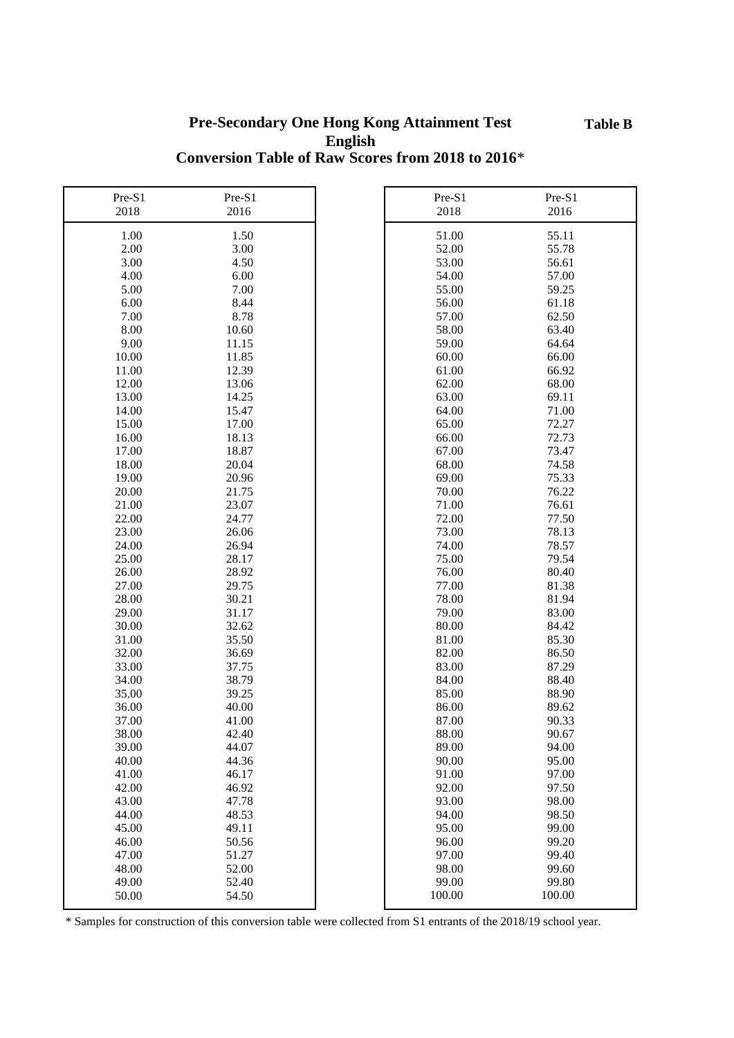**Table B**

# Pre-Secondary One Hong Kong Attainment Test
## English
## Conversion Table of Raw Scores from 2018 to 2016*

| Pre-S1 2018 | Pre-S1 2016 |
|---|---|
| 1.00 | 1.50 |
| 2.00 | 3.00 |
| 3.00 | 4.50 |
| 4.00 | 6.00 |
| 5.00 | 7.00 |
| 6.00 | 8.44 |
| 7.00 | 8.78 |
| 8.00 | 10.60 |
| 9.00 | 11.15 |
| 10.00 | 11.85 |
| 11.00 | 12.39 |
| 12.00 | 13.06 |
| 13.00 | 14.25 |
| 14.00 | 15.47 |
| 15.00 | 17.00 |
| 16.00 | 18.13 |
| 17.00 | 18.87 |
| 18.00 | 20.04 |
| 19.00 | 20.96 |
| 20.00 | 21.75 |
| 21.00 | 23.07 |
| 22.00 | 24.77 |
| 23.00 | 26.06 |
| 24.00 | 26.94 |
| 25.00 | 28.17 |
| 26.00 | 28.92 |
| 27.00 | 29.75 |
| 28.00 | 30.21 |
| 29.00 | 31.17 |
| 30.00 | 32.62 |
| 31.00 | 35.50 |
| 32.00 | 36.69 |
| 33.00 | 37.75 |
| 34.00 | 38.79 |
| 35.00 | 39.25 |
| 36.00 | 40.00 |
| 37.00 | 41.00 |
| 38.00 | 42.40 |
| 39.00 | 44.07 |
| 40.00 | 44.36 |
| 41.00 | 46.17 |
| 42.00 | 46.92 |
| 43.00 | 47.78 |
| 44.00 | 48.53 |
| 45.00 | 49.11 |
| 46.00 | 50.56 |
| 47.00 | 51.27 |
| 48.00 | 52.00 |
| 49.00 | 52.40 |
| 50.00 | 54.50 |
| 51.00 | 55.11 |
| 52.00 | 55.78 |
| 53.00 | 56.61 |
| 54.00 | 57.00 |
| 55.00 | 59.25 |
| 56.00 | 61.18 |
| 57.00 | 62.50 |
| 58.00 | 63.40 |
| 59.00 | 64.64 |
| 60.00 | 66.00 |
| 61.00 | 66.92 |
| 62.00 | 68.00 |
| 63.00 | 69.11 |
| 64.00 | 71.00 |
| 65.00 | 72.27 |
| 66.00 | 72.73 |
| 67.00 | 73.47 |
| 68.00 | 74.58 |
| 69.00 | 75.33 |
| 70.00 | 76.22 |
| 71.00 | 76.61 |
| 72.00 | 77.50 |
| 73.00 | 78.13 |
| 74.00 | 78.57 |
| 75.00 | 79.54 |
| 76.00 | 80.40 |
| 77.00 | 81.38 |
| 78.00 | 81.94 |
| 79.00 | 83.00 |
| 80.00 | 84.42 |
| 81.00 | 85.30 |
| 82.00 | 86.50 |
| 83.00 | 87.29 |
| 84.00 | 88.40 |
| 85.00 | 88.90 |
| 86.00 | 89.62 |
| 87.00 | 90.33 |
| 88.00 | 90.67 |
| 89.00 | 94.00 |
| 90.00 | 95.00 |
| 91.00 | 97.00 |
| 92.00 | 97.50 |
| 93.00 | 98.00 |
| 94.00 | 98.50 |
| 95.00 | 99.00 |
| 96.00 | 99.20 |
| 97.00 | 99.40 |
| 98.00 | 99.60 |
| 99.00 | 99.80 |
| 100.00 | 100.00 |

* Samples for construction of this conversion table were collected from S1 entrants of the 2018/19 school year.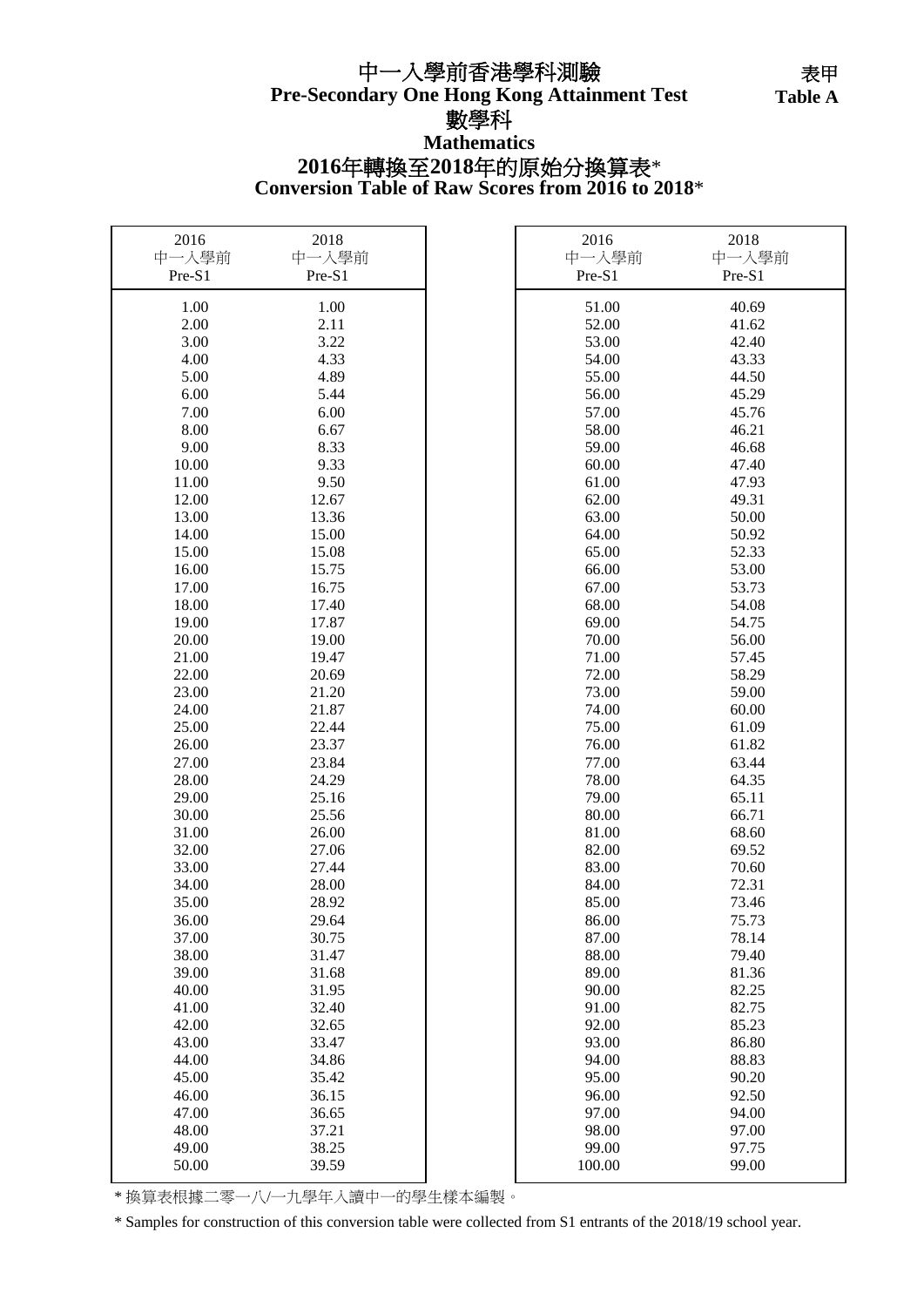# 中一入學前香港學科測驗
# Pre-Secondary One Hong Kong Attainment Test

表甲
**Table A**

## 數學科
## Mathematics

### 2016年轉換至2018年的原始分換算表*
### Conversion Table of Raw Scores from 2016 to 2018*

| 2016 中一入學前 Pre-S1 | 2018 中一入學前 Pre-S1 | 2016 中一入學前 Pre-S1 | 2018 中一入學前 Pre-S1 |
|---|---|---|---|
| 1.00 | 1.00 | 51.00 | 40.69 |
| 2.00 | 2.11 | 52.00 | 41.62 |
| 3.00 | 3.22 | 53.00 | 42.40 |
| 4.00 | 4.33 | 54.00 | 43.33 |
| 5.00 | 4.89 | 55.00 | 44.50 |
| 6.00 | 5.44 | 56.00 | 45.29 |
| 7.00 | 6.00 | 57.00 | 45.76 |
| 8.00 | 6.67 | 58.00 | 46.21 |
| 9.00 | 8.33 | 59.00 | 46.68 |
| 10.00 | 9.33 | 60.00 | 47.40 |
| 11.00 | 9.50 | 61.00 | 47.93 |
| 12.00 | 12.67 | 62.00 | 49.31 |
| 13.00 | 13.36 | 63.00 | 50.00 |
| 14.00 | 15.00 | 64.00 | 50.92 |
| 15.00 | 15.08 | 65.00 | 52.33 |
| 16.00 | 15.75 | 66.00 | 53.00 |
| 17.00 | 16.75 | 67.00 | 53.73 |
| 18.00 | 17.40 | 68.00 | 54.08 |
| 19.00 | 17.87 | 69.00 | 54.75 |
| 20.00 | 19.00 | 70.00 | 56.00 |
| 21.00 | 19.47 | 71.00 | 57.45 |
| 22.00 | 20.69 | 72.00 | 58.29 |
| 23.00 | 21.20 | 73.00 | 59.00 |
| 24.00 | 21.87 | 74.00 | 60.00 |
| 25.00 | 22.44 | 75.00 | 61.09 |
| 26.00 | 23.37 | 76.00 | 61.82 |
| 27.00 | 23.84 | 77.00 | 63.44 |
| 28.00 | 24.29 | 78.00 | 64.35 |
| 29.00 | 25.16 | 79.00 | 65.11 |
| 30.00 | 25.56 | 80.00 | 66.71 |
| 31.00 | 26.00 | 81.00 | 68.60 |
| 32.00 | 27.06 | 82.00 | 69.52 |
| 33.00 | 27.44 | 83.00 | 70.60 |
| 34.00 | 28.00 | 84.00 | 72.31 |
| 35.00 | 28.92 | 85.00 | 73.46 |
| 36.00 | 29.64 | 86.00 | 75.73 |
| 37.00 | 30.75 | 87.00 | 78.14 |
| 38.00 | 31.47 | 88.00 | 79.40 |
| 39.00 | 31.68 | 89.00 | 81.36 |
| 40.00 | 31.95 | 90.00 | 82.25 |
| 41.00 | 32.40 | 91.00 | 82.75 |
| 42.00 | 32.65 | 92.00 | 85.23 |
| 43.00 | 33.47 | 93.00 | 86.80 |
| 44.00 | 34.86 | 94.00 | 88.83 |
| 45.00 | 35.42 | 95.00 | 90.20 |
| 46.00 | 36.15 | 96.00 | 92.50 |
| 47.00 | 36.65 | 97.00 | 94.00 |
| 48.00 | 37.21 | 98.00 | 97.00 |
| 49.00 | 38.25 | 99.00 | 97.75 |
| 50.00 | 39.59 | 100.00 | 99.00 |

* 換算表根據二零一八/一九學年入讀中一的學生樣本編製。

* Samples for construction of this conversion table were collected from S1 entrants of the 2018/19 school year.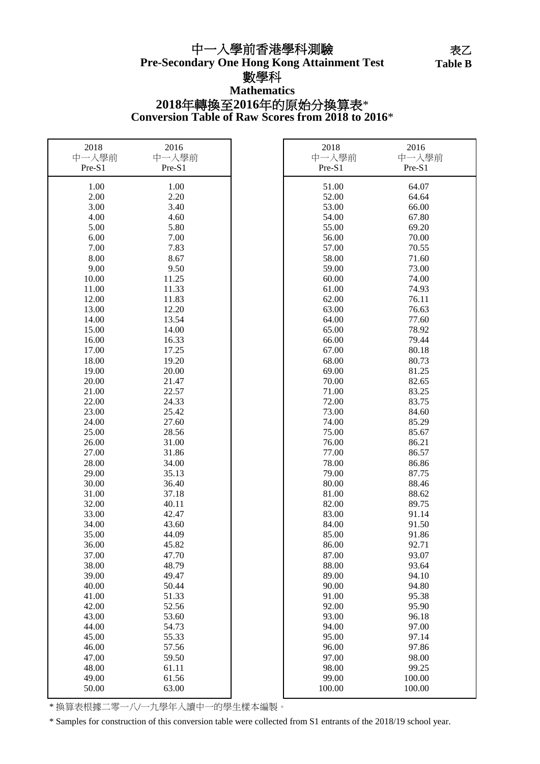表乙
**Table B**

# 中一入學前香港學科測驗
# Pre-Secondary One Hong Kong Attainment Test
## 數學科
## Mathematics
## 2018年轉換至2016年的原始分換算表*
## Conversion Table of Raw Scores from 2018 to 2016*

| 2018 中一入學前 Pre-S1 | 2016 中一入學前 Pre-S1 | 2018 中一入學前 Pre-S1 | 2016 中一入學前 Pre-S1 |
|---|---|---|---|
| 1.00 | 1.00 | 51.00 | 64.07 |
| 2.00 | 2.20 | 52.00 | 64.64 |
| 3.00 | 3.40 | 53.00 | 66.00 |
| 4.00 | 4.60 | 54.00 | 67.80 |
| 5.00 | 5.80 | 55.00 | 69.20 |
| 6.00 | 7.00 | 56.00 | 70.00 |
| 7.00 | 7.83 | 57.00 | 70.55 |
| 8.00 | 8.67 | 58.00 | 71.60 |
| 9.00 | 9.50 | 59.00 | 73.00 |
| 10.00 | 11.25 | 60.00 | 74.00 |
| 11.00 | 11.33 | 61.00 | 74.93 |
| 12.00 | 11.83 | 62.00 | 76.11 |
| 13.00 | 12.20 | 63.00 | 76.63 |
| 14.00 | 13.54 | 64.00 | 77.60 |
| 15.00 | 14.00 | 65.00 | 78.92 |
| 16.00 | 16.33 | 66.00 | 79.44 |
| 17.00 | 17.25 | 67.00 | 80.18 |
| 18.00 | 19.20 | 68.00 | 80.73 |
| 19.00 | 20.00 | 69.00 | 81.25 |
| 20.00 | 21.47 | 70.00 | 82.65 |
| 21.00 | 22.57 | 71.00 | 83.25 |
| 22.00 | 24.33 | 72.00 | 83.75 |
| 23.00 | 25.42 | 73.00 | 84.60 |
| 24.00 | 27.60 | 74.00 | 85.29 |
| 25.00 | 28.56 | 75.00 | 85.67 |
| 26.00 | 31.00 | 76.00 | 86.21 |
| 27.00 | 31.86 | 77.00 | 86.57 |
| 28.00 | 34.00 | 78.00 | 86.86 |
| 29.00 | 35.13 | 79.00 | 87.75 |
| 30.00 | 36.40 | 80.00 | 88.46 |
| 31.00 | 37.18 | 81.00 | 88.62 |
| 32.00 | 40.11 | 82.00 | 89.75 |
| 33.00 | 42.47 | 83.00 | 91.14 |
| 34.00 | 43.60 | 84.00 | 91.50 |
| 35.00 | 44.09 | 85.00 | 91.86 |
| 36.00 | 45.82 | 86.00 | 92.71 |
| 37.00 | 47.70 | 87.00 | 93.07 |
| 38.00 | 48.79 | 88.00 | 93.64 |
| 39.00 | 49.47 | 89.00 | 94.10 |
| 40.00 | 50.44 | 90.00 | 94.80 |
| 41.00 | 51.33 | 91.00 | 95.38 |
| 42.00 | 52.56 | 92.00 | 95.90 |
| 43.00 | 53.60 | 93.00 | 96.18 |
| 44.00 | 54.73 | 94.00 | 97.00 |
| 45.00 | 55.33 | 95.00 | 97.14 |
| 46.00 | 57.56 | 96.00 | 97.86 |
| 47.00 | 59.50 | 97.00 | 98.00 |
| 48.00 | 61.11 | 98.00 | 99.25 |
| 49.00 | 61.56 | 99.00 | 100.00 |
| 50.00 | 63.00 | 100.00 | 100.00 |

* 換算表根據二零一八/一九學年入讀中一的學生樣本編製。

* Samples for construction of this conversion table were collected from S1 entrants of the 2018/19 school year.